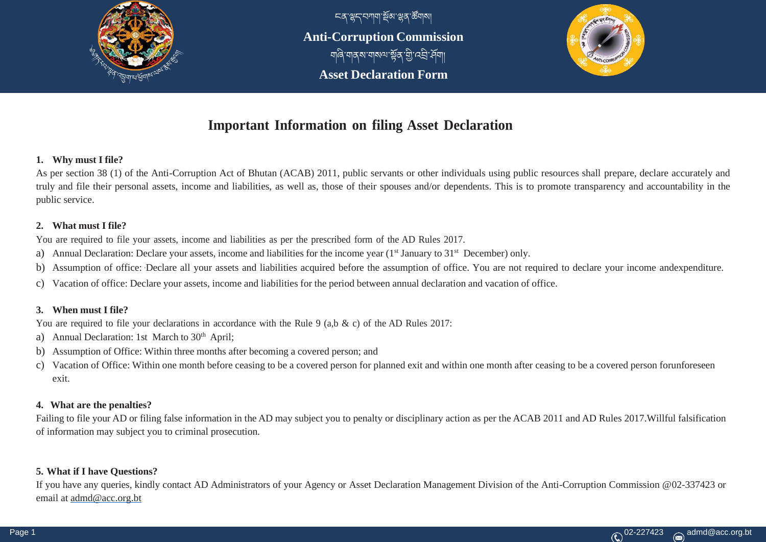# Anti-Corruption Commission

## Asset Declaration Form

## Important Information on filing Asset Declaration

**1. Why must I file?**

As per section 38 (1) of the Anti-Corruption Act of Bhutan (ACAB) 2011, public servants or other individuals using public resources shall prepare, declare accurately and truly and file their personal assets, income and liabilities, as well as, those of their spouses and/or dependents. This is to promote transparency and accountability in the public service.

**2. What must I file?**

You are required to file your assets, income and liabilities as per the prescribed form of the AD Rules 2017.

a) Annual Declaration: Declare your assets, income and liabilities for the income year (1st January to 31st December) only.

b) Assumption of office: Declare all your assets and liabilities acquired before the assumption of office. You are not required to declare your income andexpenditure.

c) Vacation of office: Declare your assets, income and liabilities for the period between annual declaration and vacation of office.

**3. When must I file?**

You are required to file your declarations in accordance with the Rule 9 (a,b & c) of the AD Rules 2017:

a) Annual Declaration: 1st March to 30th April;

b) Assumption of Office: Within three months after becoming a covered person; and

c) Vacation of Office: Within one month before ceasing to be a covered person for planned exit and within one month after ceasing to be a covered person forunforeseen exit.

**4. What are the penalties?**

Failing to file your AD or filing false information in the AD may subject you to penalty or disciplinary action as per the ACAB 2011 and AD Rules 2017.Willful falsification of information may subject you to criminal prosecution.

**5. What if I have Questions?**

If you have any queries, kindly contact AD Administrators of your Agency or Asset Declaration Management Division of the Anti-Corruption Commission @02-337423 or email at admd@acc.org.bt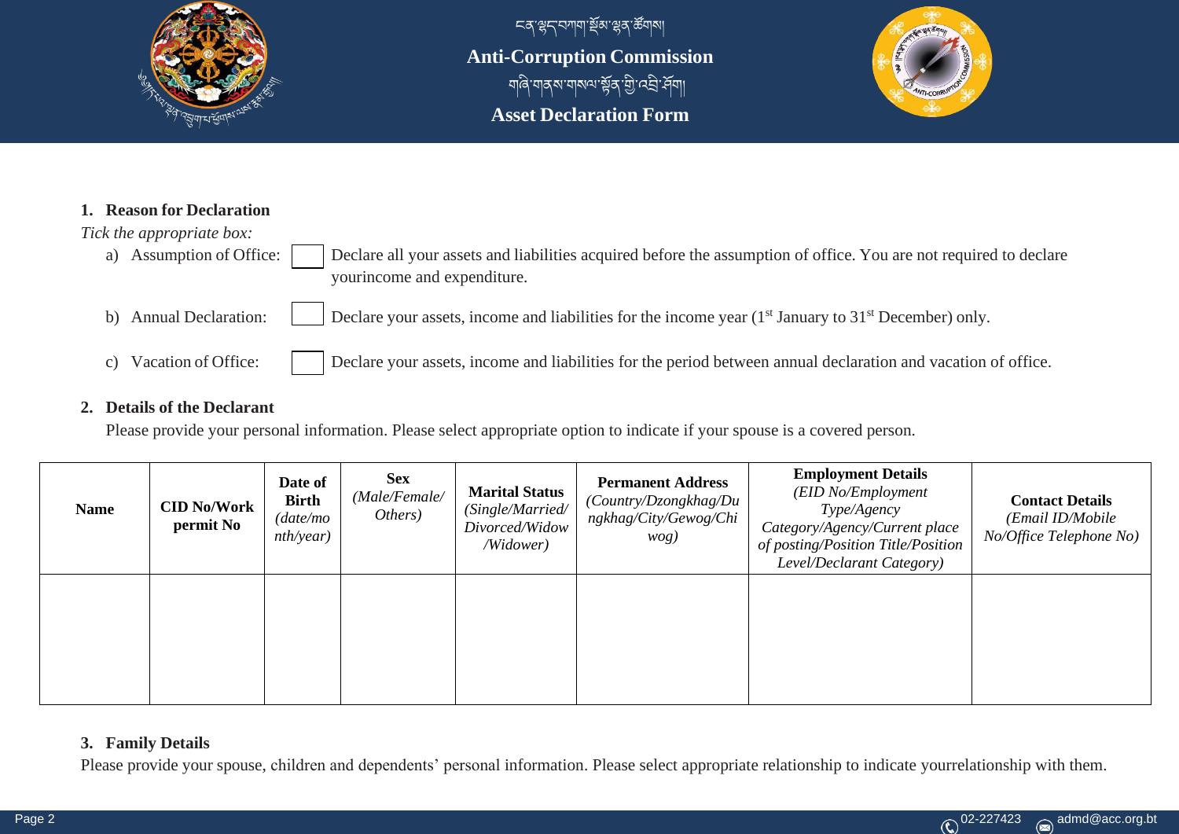ངན་སྐྱོང་བཀག་སྡོམ་ལྷན་ཚོགས།

**Anti-Corruption Commission**

གཞི་གནས་གསལ་སྟོན་གྱི་འབྲི་ཤོག།

**Asset Declaration Form**

1. **Reason for Declaration**

*Tick the appropriate box:*

a) Assumption of Office: ☐ Declare all your assets and liabilities acquired before the assumption of office. You are not required to declare yourincome and expenditure.

b) Annual Declaration: ☐ Declare your assets, income and liabilities for the income year (1st January to 31st December) only.

c) Vacation of Office: ☐ Declare your assets, income and liabilities for the period between annual declaration and vacation of office.

2. **Details of the Declarant**

Please provide your personal information. Please select appropriate option to indicate if your spouse is a covered person.

| **Name** | **CID No/Work permit No** | **Date of Birth** *(date/month/year)* | **Sex** *(Male/Female/ Others)* | **Marital Status** *(Single/Married/ Divorced/Widow /Widower)* | **Permanent Address** *(Country/Dzongkhag/Dungkhag/City/Gewog/Chiwog)* | **Employment Details** *(EID No/Employment Type/Agency Category/Agency/Current place of posting/Position Title/Position Level/Declarant Category)* | **Contact Details** *(Email ID/Mobile No/Office Telephone No)* |
|---|---|---|---|---|---|---|---|
| | | | | | | | |

3. **Family Details**

Please provide your spouse, children and dependents' personal information. Please select appropriate relationship to indicate yourrelationship with them.

02-227423 admd@acc.org.bt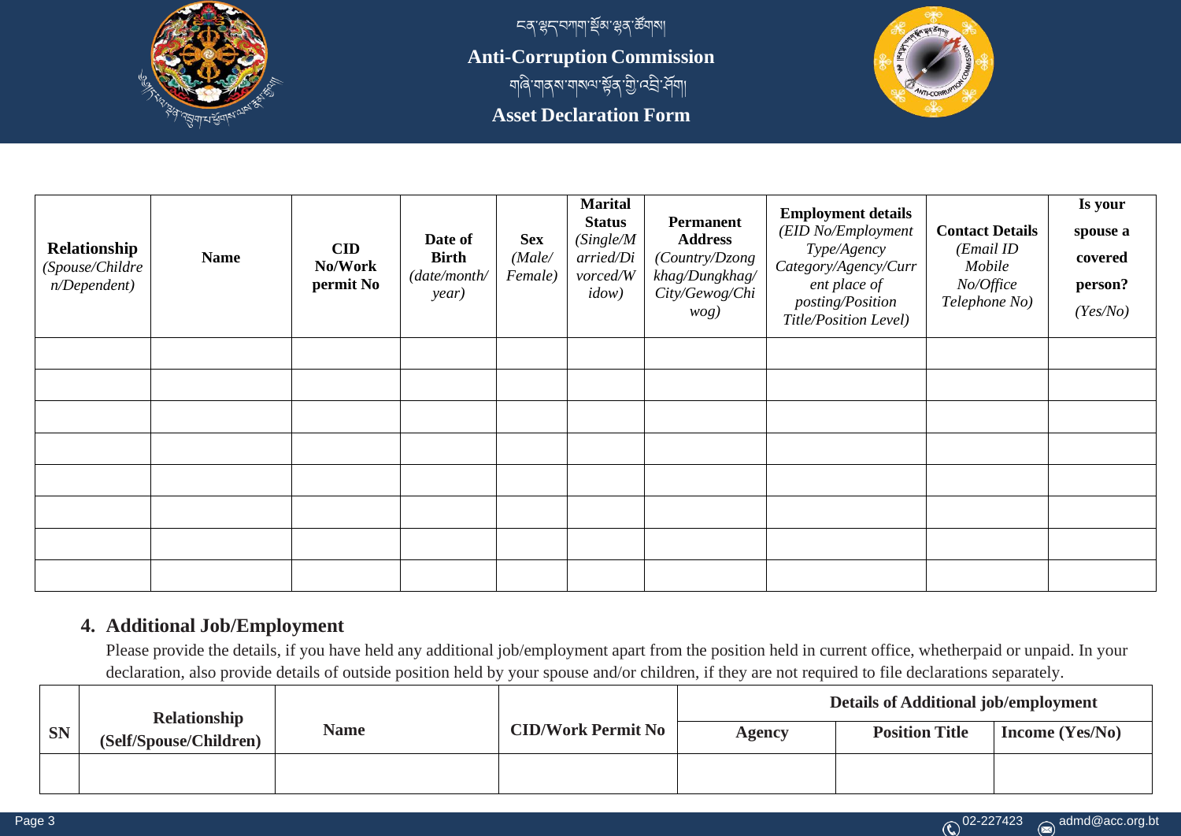ངན་སྐྱངས་ལྷོ་སྤྱིའི་ཚོགས།

**Anti-Corruption Commission**

གཞི་གནས་གསལ་སྟོན་གྱི་འབྲི་ཤོག།

**Asset Declaration Form**

| **Relationship** *(Spouse/Children/Dependent)* | **Name** | **CID No/Work permit No** | **Date of Birth** *(date/month/year)* | **Sex** *(Male/Female)* | **Marital Status** *(Single/Married/Divorced/Widow)* | **Permanent Address** *(Country/Dzongkhag/Dungkhag/City/Gewog/Chiwog)* | **Employment details** *(EID No/Employment Type/Agency Category/Agency/Current place of posting/Position Title/Position Level)* | **Contact Details** *(Email ID Mobile No/Office Telephone No)* | **Is your spouse a covered person?** *(Yes/No)* |
|---|---|---|---|---|---|---|---|---|---|
| | | | | | | | | | |
| | | | | | | | | | |
| | | | | | | | | | |
| | | | | | | | | | |
| | | | | | | | | | |
| | | | | | | | | | |
| | | | | | | | | | |
| | | | | | | | | | |

## 4. Additional Job/Employment

Please provide the details, if you have held any additional job/employment apart from the position held in current office, whetherpaid or unpaid. In your declaration, also provide details of outside position held by your spouse and/or children, if they are not required to file declarations separately.

| **SN** | **Relationship (Self/Spouse/Children)** | **Name** | **CID/Work Permit No** | **Details of Additional job/employment** | | |
|---|---|---|---|---|---|---|
| | | | | **Agency** | **Position Title** | **Income (Yes/No)** |
| | | | | | | |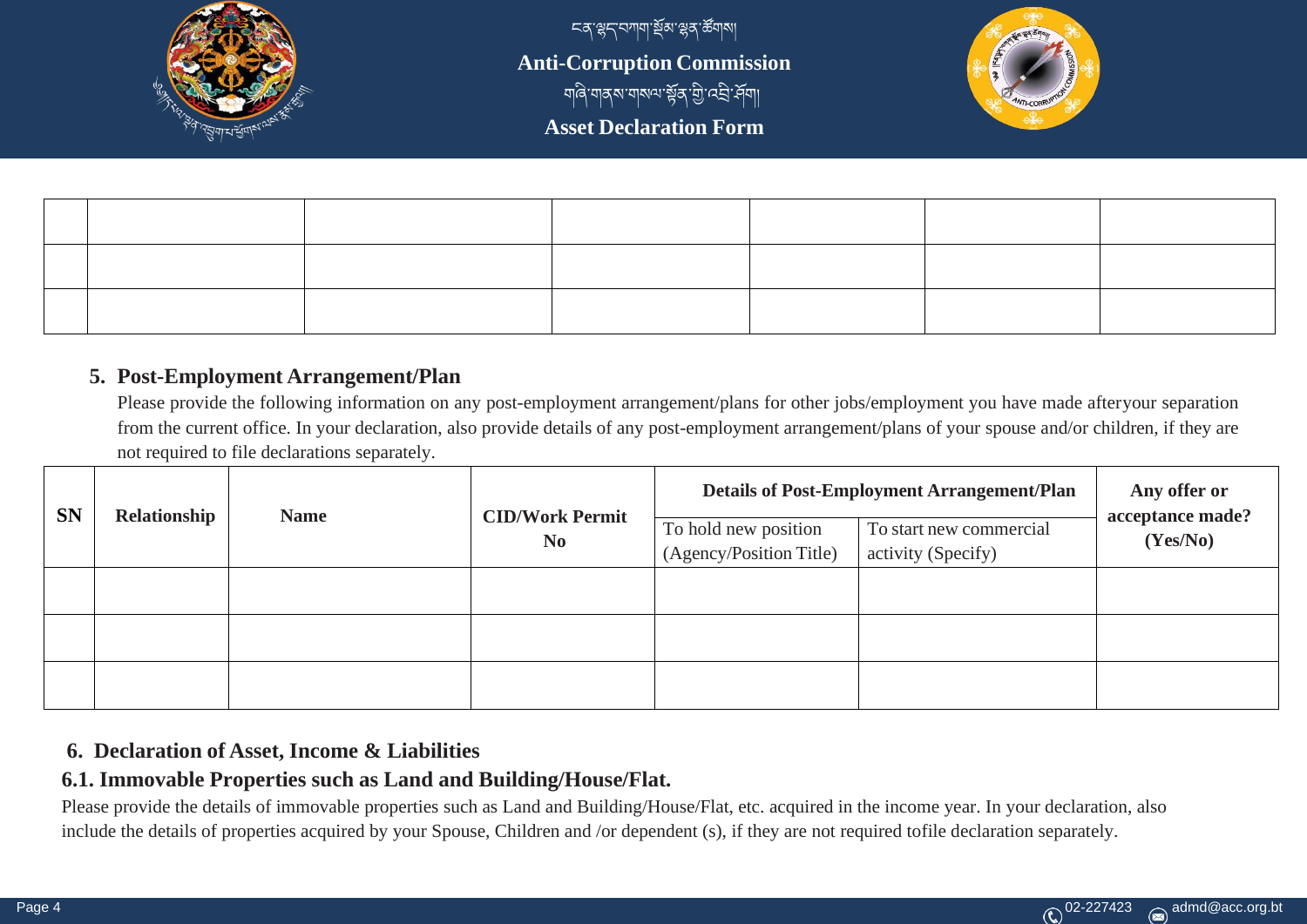| | | | | | | |
|---|---|---|---|---|---|---|
| | | | | | | |
| | | | | | | |
| | | | | | | |

## 5. Post-Employment Arrangement/Plan

Please provide the following information on any post-employment arrangement/plans for other jobs/employment you have made afteryour separation from the current office. In your declaration, also provide details of any post-employment arrangement/plans of your spouse and/or children, if they are not required to file declarations separately.

| SN | Relationship | Name | CID/Work Permit No | Details of Post-Employment Arrangement/Plan | | Any offer or acceptance made? (Yes/No) |
|---|---|---|---|---|---|---|
| | | | | To hold new position (Agency/Position Title) | To start new commercial activity (Specify) | |
| | | | | | | |
| | | | | | | |
| | | | | | | |

## 6. Declaration of Asset, Income & Liabilities

### 6.1. Immovable Properties such as Land and Building/House/Flat.

Please provide the details of immovable properties such as Land and Building/House/Flat, etc. acquired in the income year. In your declaration, also include the details of properties acquired by your Spouse, Children and /or dependent (s), if they are not required tofile declaration separately.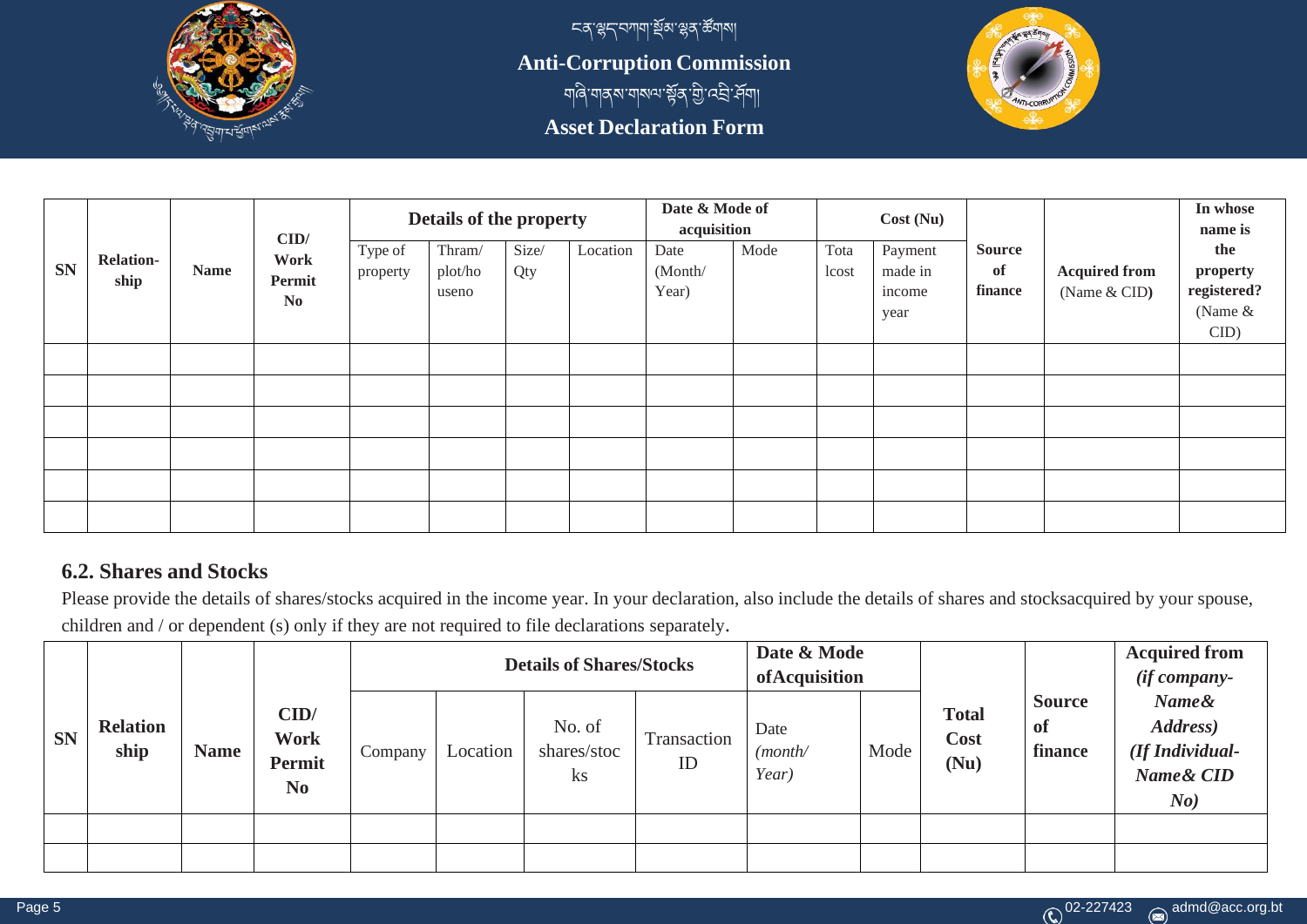ངན་ལྷད་བཀག་སྡོམ་ལྷན་ཚོགས།

**Anti-Corruption Commission**

གཞི་གནས་གསལ་སྟོན་གྱི་འཕྲི་ཤོག།

**Asset Declaration Form**

| SN | Relation-ship | Name | CID/ Work Permit No | Details of the property | | | | Date & Mode of acquisition | | Cost (Nu) | | Source of finance | Acquired from (Name & CID) | In whose name is the property registered? (Name & CID) |
|---|---|---|---|---|---|---|---|---|---|---|---|---|---|---|
| | | | | Type of property | Thram/ plot/house no | Size/ Qty | Location | Date (Month/ Year) | Mode | Total cost | Payment made in income year | | | |
| | | | | | | | | | | | | | | |
| | | | | | | | | | | | | | | |
| | | | | | | | | | | | | | | |
| | | | | | | | | | | | | | | |
| | | | | | | | | | | | | | | |
| | | | | | | | | | | | | | | |

## 6.2. Shares and Stocks

Please provide the details of shares/stocks acquired in the income year. In your declaration, also include the details of shares and stocksacquired by your spouse, children and / or dependent (s) only if they are not required to file declarations separately.

| SN | Relation ship | Name | CID/ Work Permit No | Details of Shares/Stocks | | | | Date & Mode of Acquisition | | Total Cost (Nu) | Source of finance | Acquired from *(if company- Name& Address) (If Individual- Name& CID No)* |
|---|---|---|---|---|---|---|---|---|---|---|---|---|
| | | | | Company | Location | No. of shares/stocks | Transaction ID | Date *(month/ Year)* | Mode | | | |
| | | | | | | | | | | | | |
| | | | | | | | | | | | | |

02-227423 admd@acc.org.bt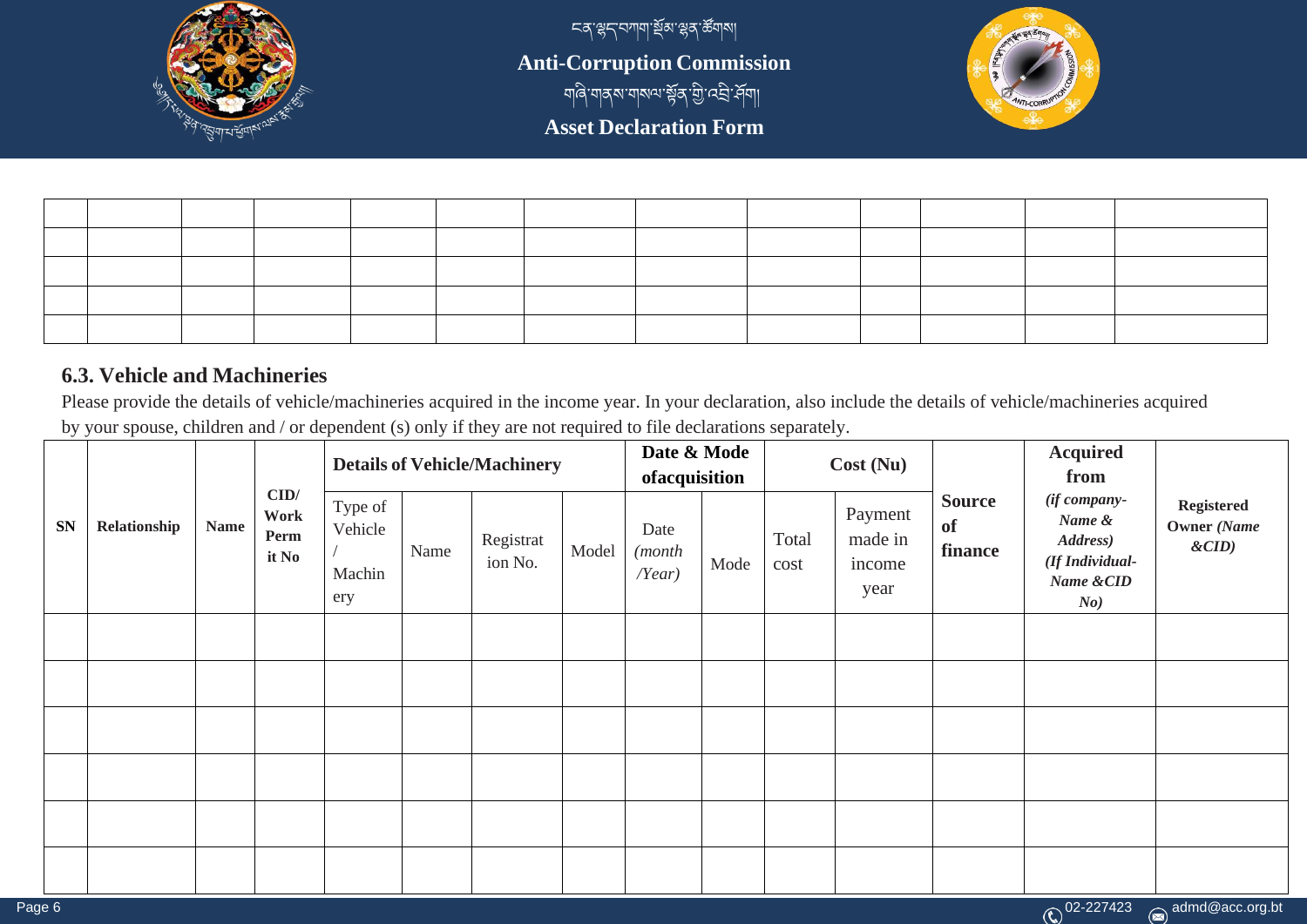| | | | | | | | | | | | | |
|---|---|---|---|---|---|---|---|---|---|---|---|---|
| | | | | | | | | | | | | |
| | | | | | | | | | | | | |
| | | | | | | | | | | | | |
| | | | | | | | | | | | | |
| | | | | | | | | | | | | |

### 6.3. Vehicle and Machineries

Please provide the details of vehicle/machineries acquired in the income year. In your declaration, also include the details of vehicle/machineries acquired by your spouse, children and / or dependent (s) only if they are not required to file declarations separately.

| SN | Relationship | Name | CID/ Work Permit No | Details of Vehicle/Machinery | | | | Date & Mode of acquisition | | Cost (Nu) | | Source of finance | Acquired from *(if company- Name & Address) (If Individual- Name &CID No)* | Registered Owner *(Name &CID)* |
|---|---|---|---|---|---|---|---|---|---|---|---|---|---|---|
| | | | | Type of Vehicle / Machinery | Name | Registration No. | Model | Date *(month /Year)* | Mode | Total cost | Payment made in income year | | | |
| | | | | | | | | | | | | | | |
| | | | | | | | | | | | | | | |
| | | | | | | | | | | | | | | |
| | | | | | | | | | | | | | | |
| | | | | | | | | | | | | | | |
| | | | | | | | | | | | | | | |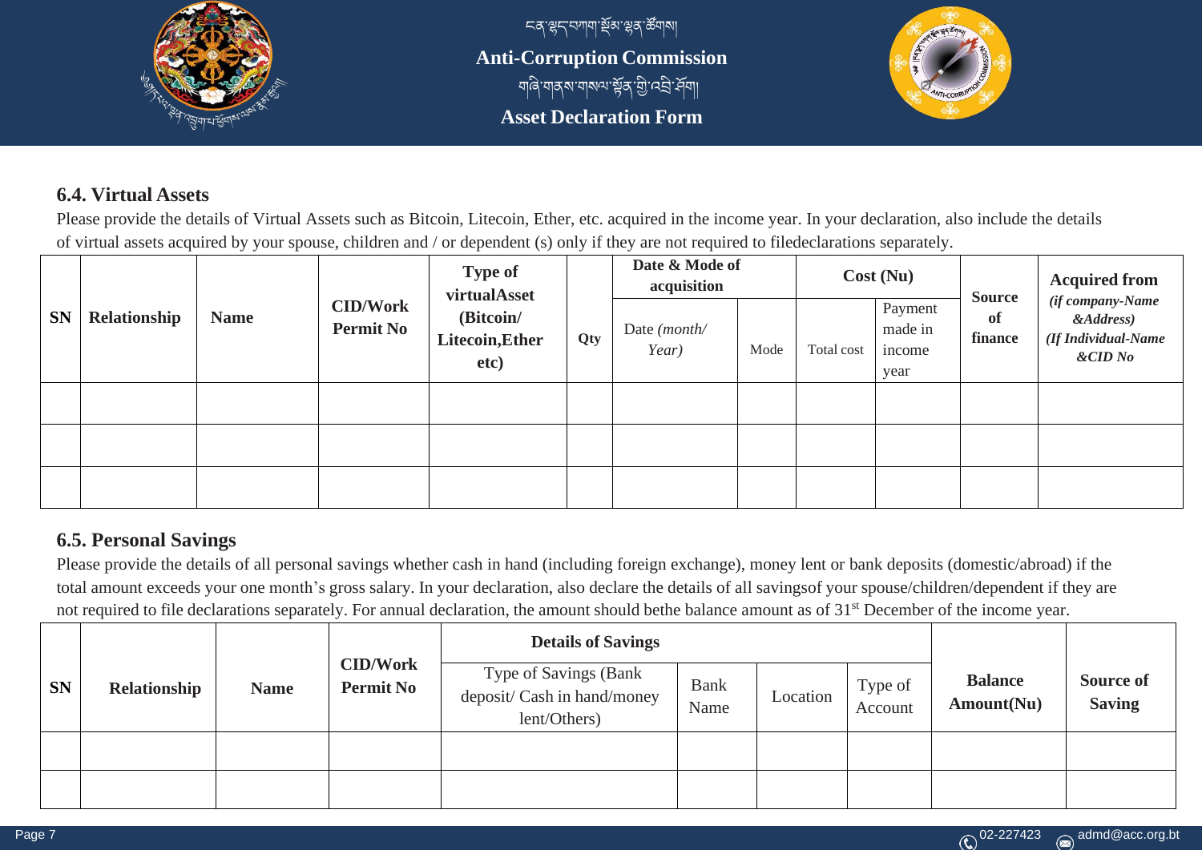### 6.4. Virtual Assets

Please provide the details of Virtual Assets such as Bitcoin, Litecoin, Ether, etc. acquired in the income year. In your declaration, also include the details of virtual assets acquired by your spouse, children and / or dependent (s) only if they are not required to filedeclarations separately.

| SN | Relationship | Name | CID/Work Permit No | Type of virtualAsset (Bitcoin/ Litecoin,Ether etc) | Qty | Date & Mode of acquisition | | Cost (Nu) | | Source of finance | Acquired from *(if company-Name &Address) (If Individual-Name &CID No* |
|---|---|---|---|---|---|---|---|---|---|---|---|
| | | | | | | Date *(month/ Year)* | Mode | Total cost | Payment made in income year | | |
| | | | | | | | | | | | |
| | | | | | | | | | | | |
| | | | | | | | | | | | |

### 6.5. Personal Savings

Please provide the details of all personal savings whether cash in hand (including foreign exchange), money lent or bank deposits (domestic/abroad) if the total amount exceeds your one month's gross salary. In your declaration, also declare the details of all savingsof your spouse/children/dependent if they are not required to file declarations separately. For annual declaration, the amount should bethe balance amount as of 31st December of the income year.

| SN | Relationship | Name | CID/Work Permit No | Details of Savings | | | | Balance Amount(Nu) | Source of Saving |
|---|---|---|---|---|---|---|---|---|---|
| | | | | Type of Savings (Bank deposit/ Cash in hand/money lent/Others) | Bank Name | Location | Type of Account | | |
| | | | | | | | | | |
| | | | | | | | | | |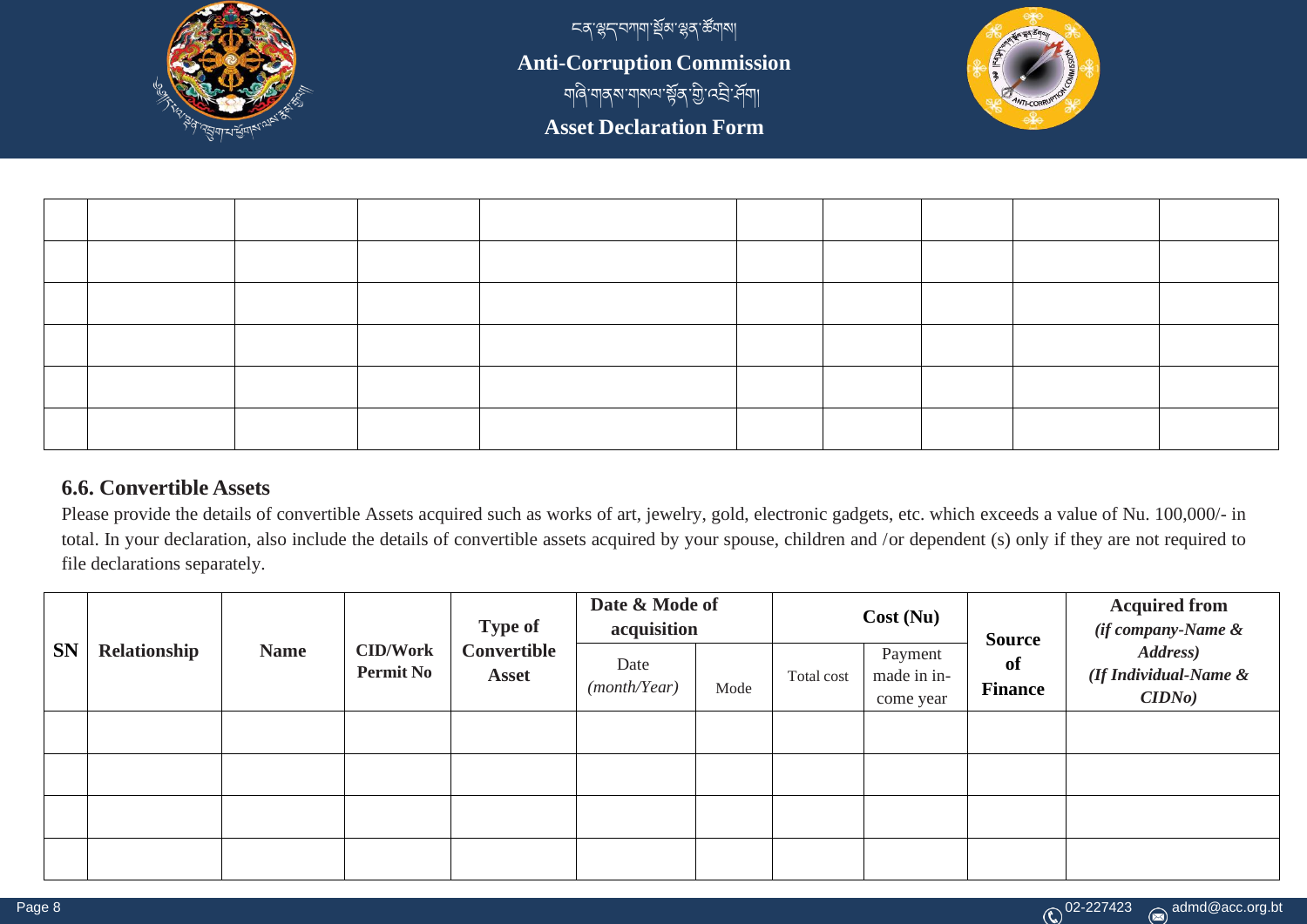|  |  |  |  |  |  |  |  |  |  |
|---|---|---|---|---|---|---|---|---|---|
|  |  |  |  |  |  |  |  |  |  |
|  |  |  |  |  |  |  |  |  |  |
|  |  |  |  |  |  |  |  |  |  |
|  |  |  |  |  |  |  |  |  |  |
|  |  |  |  |  |  |  |  |  |  |

### 6.6. Convertible Assets

Please provide the details of convertible Assets acquired such as works of art, jewelry, gold, electronic gadgets, etc. which exceeds a value of Nu. 100,000/- in total. In your declaration, also include the details of convertible assets acquired by your spouse, children and /or dependent (s) only if they are not required to file declarations separately.

| **SN** | **Relationship** | **Name** | **CID/Work Permit No** | **Type of Convertible Asset** | **Date & Mode of acquisition** | | **Cost (Nu)** | | **Source of Finance** | **Acquired from** ***(if company-Name & Address)*** ***(If Individual-Name & CIDNo)*** |
|---|---|---|---|---|---|---|---|---|---|---|
| | | | | | Date *(month/Year)* | Mode | Total cost | Payment made in income year | | |
|  |  |  |  |  |  |  |  |  |  |  |
|  |  |  |  |  |  |  |  |  |  |  |
|  |  |  |  |  |  |  |  |  |  |  |
|  |  |  |  |  |  |  |  |  |  |  |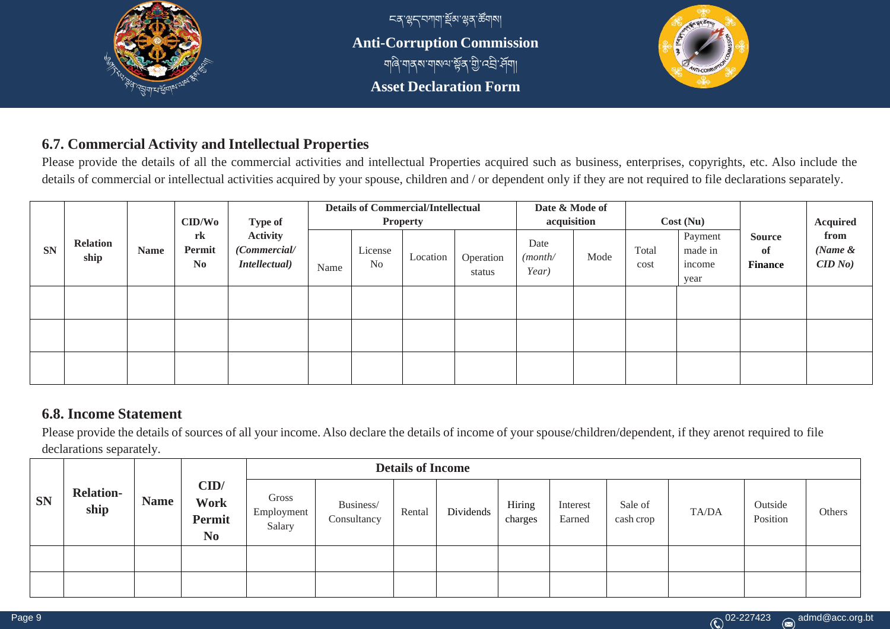## 6.7. Commercial Activity and Intellectual Properties

Please provide the details of all the commercial activities and intellectual Properties acquired such as business, enterprises, copyrights, etc. Also include the details of commercial or intellectual activities acquired by your spouse, children and / or dependent only if they are not required to file declarations separately.

| SN | Relation ship | Name | CID/Work Permit No | Type of Activity *(Commercial/ Intellectual)* | Details of Commercial/Intellectual Property | | | | Date & Mode of acquisition | | Cost (Nu) | | Source of Finance | Acquired from *(Name & CID No)* |
|---|---|---|---|---|---|---|---|---|---|---|---|---|---|---|
| | | | | | Name | License No | Location | Operation status | Date *(month/ Year)* | Mode | Total cost | Payment made in income year | | |
| | | | | | | | | | | | | | | |
| | | | | | | | | | | | | | | |
| | | | | | | | | | | | | | | |

## 6.8. Income Statement

Please provide the details of sources of all your income. Also declare the details of income of your spouse/children/dependent, if they arenot required to file declarations separately.

| SN | Relation-ship | Name | CID/ Work Permit No | Details of Income | | | | | | | | | |
|---|---|---|---|---|---|---|---|---|---|---|---|---|---|
| | | | | Gross Employment Salary | Business/ Consultancy | Rental | Dividends | Hiring charges | Interest Earned | Sale of cash crop | TA/DA | Outside Position | Others |
| | | | | | | | | | | | | | |
| | | | | | | | | | | | | | |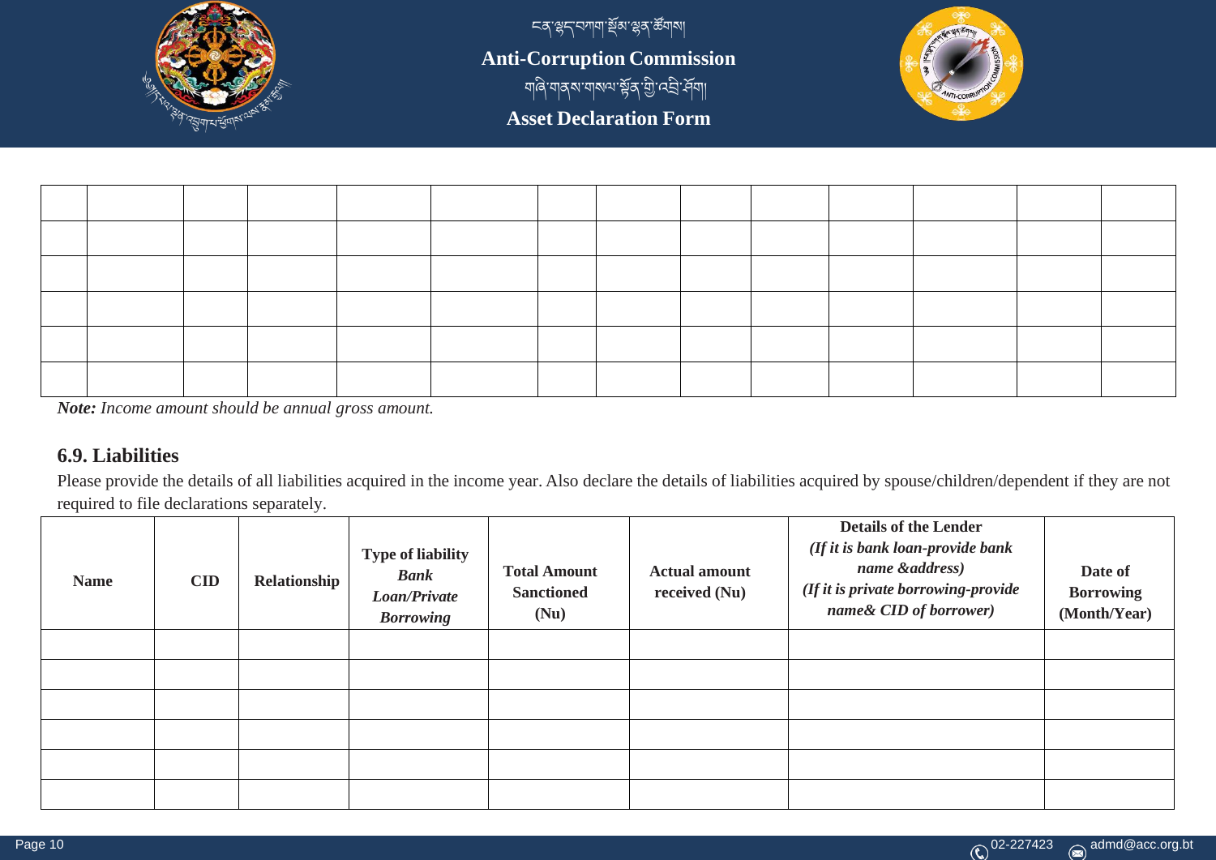| | | | | | | | | | | | | | |
|---|---|---|---|---|---|---|---|---|---|---|---|---|---|
| | | | | | | | | | | | | | |
| | | | | | | | | | | | | | |
| | | | | | | | | | | | | | |
| | | | | | | | | | | | | | |
| | | | | | | | | | | | | | |
| | | | | | | | | | | | | | |

***Note:*** *Income amount should be annual gross amount.*

### 6.9. Liabilities

Please provide the details of all liabilities acquired in the income year. Also declare the details of liabilities acquired by spouse/children/dependent if they are not required to file declarations separately.

| Name | CID | Relationship | Type of liability *Bank Loan/Private Borrowing* | Total Amount Sanctioned (Nu) | Actual amount received (Nu) | Details of the Lender *(If it is bank loan-provide bank name &address)* *(If it is private borrowing-provide name& CID of borrower)* | Date of Borrowing (Month/Year) |
|---|---|---|---|---|---|---|---|
| | | | | | | | |
| | | | | | | | |
| | | | | | | | |
| | | | | | | | |
| | | | | | | | |
| | | | | | | | |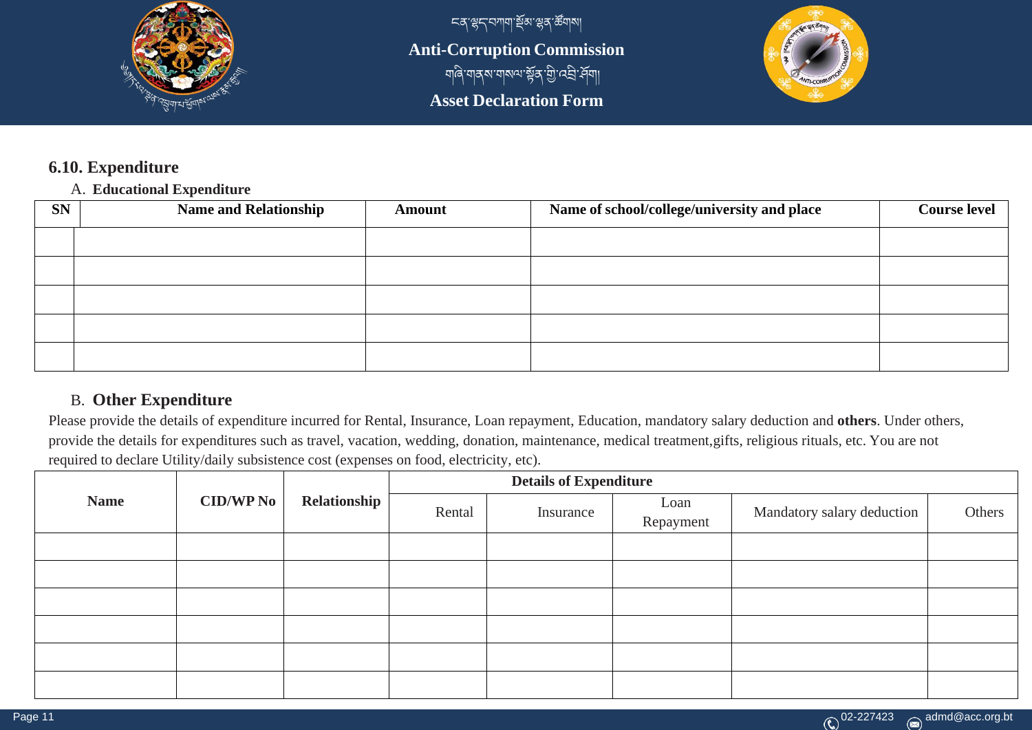### 6.10. Expenditure

A. **Educational Expenditure**

| SN | Name and Relationship | Amount | Name of school/college/university and place | Course level |
|---|---|---|---|---|
| | | | | |
| | | | | |
| | | | | |
| | | | | |
| | | | | |

B. **Other Expenditure**

Please provide the details of expenditure incurred for Rental, Insurance, Loan repayment, Education, mandatory salary deduction and **others**. Under others, provide the details for expenditures such as travel, vacation, wedding, donation, maintenance, medical treatment,gifts, religious rituals, etc. You are not required to declare Utility/daily subsistence cost (expenses on food, electricity, etc).

| Name | CID/WP No | Relationship | Details of Expenditure | | | | |
|---|---|---|---|---|---|---|---|
| | | | Rental | Insurance | Loan Repayment | Mandatory salary deduction | Others |
| | | | | | | | |
| | | | | | | | |
| | | | | | | | |
| | | | | | | | |
| | | | | | | | |
| | | | | | | | |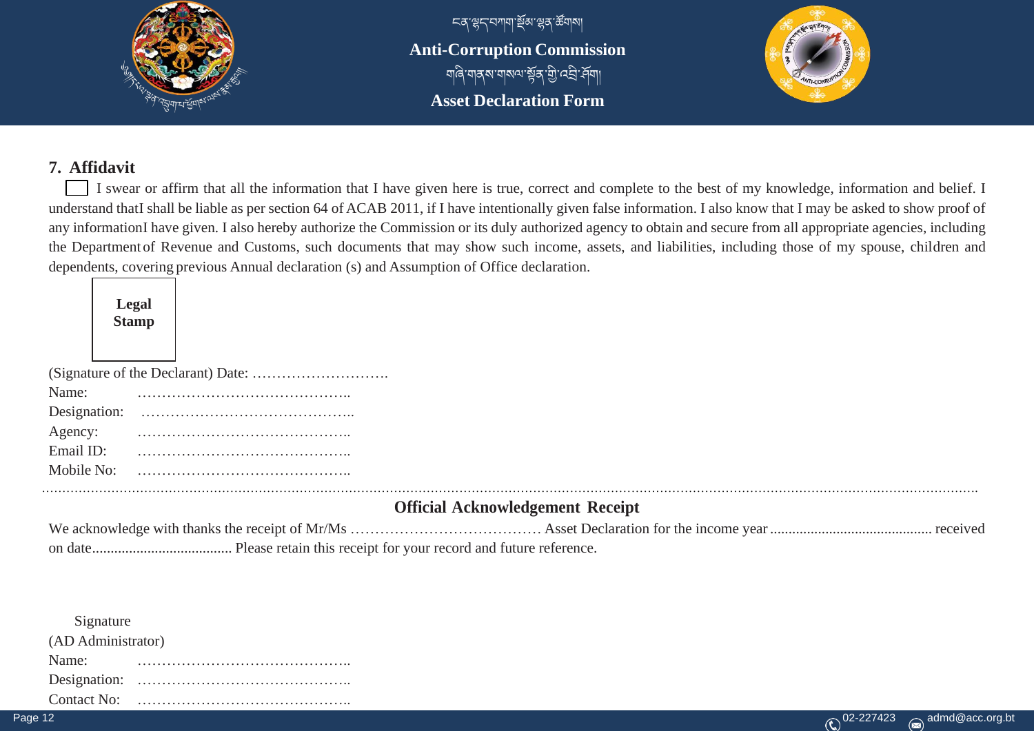# 7. Affidavit

☐ I swear or affirm that all the information that I have given here is true, correct and complete to the best of my knowledge, information and belief. I understand thatI shall be liable as per section 64 of ACAB 2011, if I have intentionally given false information. I also know that I may be asked to show proof of any informationI have given. I also hereby authorize the Commission or its duly authorized agency to obtain and secure from all appropriate agencies, including the Department of Revenue and Customs, such documents that may show such income, assets, and liabilities, including those of my spouse, children and dependents, covering previous Annual declaration (s) and Assumption of Office declaration.

**Legal Stamp**

(Signature of the Declarant) Date: ……………………….

Name: ……………………………………..

Designation: ……………………………………..

Agency: ……………………………………..

Email ID: ……………………………………..

Mobile No: ……………………………………..

---

## Official Acknowledgement Receipt

We acknowledge with thanks the receipt of Mr/Ms ………………………………… Asset Declaration for the income year ............................................ received on date...................................... Please retain this receipt for your record and future reference.

Signature

(AD Administrator)

Name: ……………………………………..

Designation: ……………………………………..

Contact No: ……………………………………..